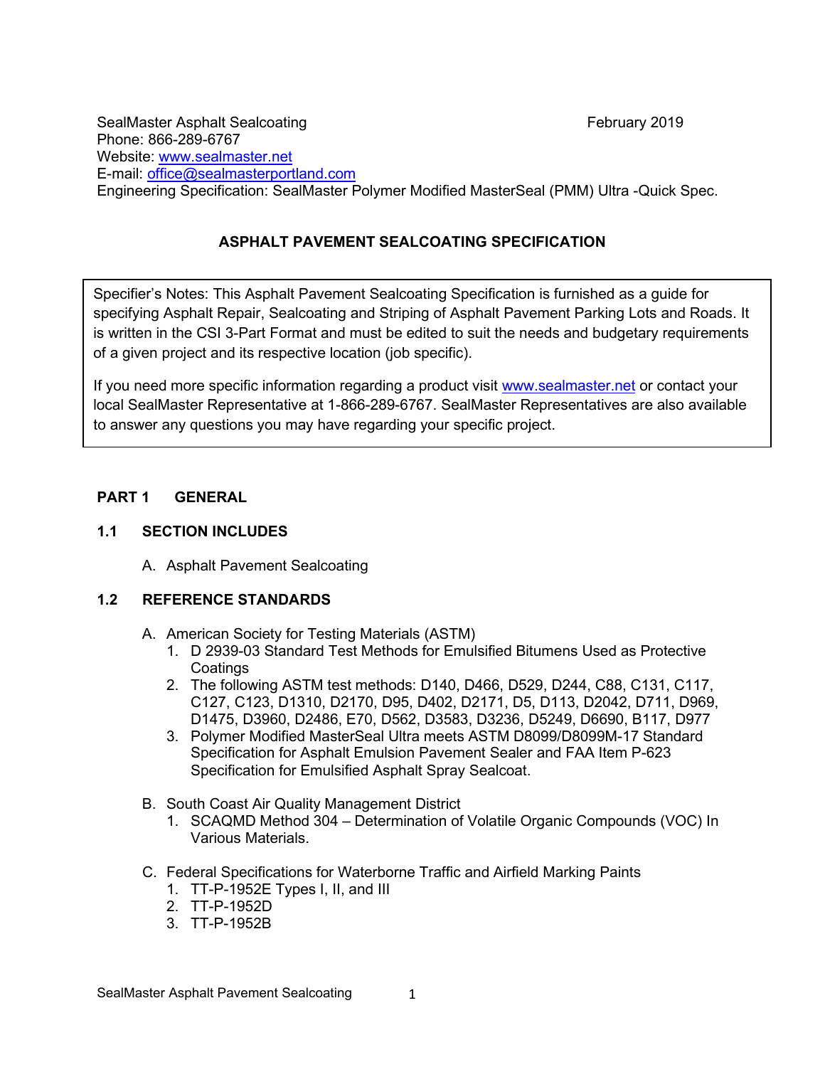SealMaster Asphalt Sealcoating
Phone: 866-289-6767
Website: www.sealmaster.net
E-mail: office@sealmasterportland.com
Engineering Specification: SealMaster Polymer Modified MasterSeal (PMM) Ultra -Quick Spec.

February 2019

# ASPHALT PAVEMENT SEALCOATING SPECIFICATION

> Specifier's Notes: This Asphalt Pavement Sealcoating Specification is furnished as a guide for specifying Asphalt Repair, Sealcoating and Striping of Asphalt Pavement Parking Lots and Roads. It is written in the CSI 3-Part Format and must be edited to suit the needs and budgetary requirements of a given project and its respective location (job specific).
>
> If you need more specific information regarding a product visit www.sealmaster.net or contact your local SealMaster Representative at 1-866-289-6767. SealMaster Representatives are also available to answer any questions you may have regarding your specific project.

## PART 1 GENERAL

### 1.1 SECTION INCLUDES

A. Asphalt Pavement Sealcoating

### 1.2 REFERENCE STANDARDS

A. American Society for Testing Materials (ASTM)
1. D 2939-03 Standard Test Methods for Emulsified Bitumens Used as Protective Coatings
2. The following ASTM test methods: D140, D466, D529, D244, C88, C131, C117, C127, C123, D1310, D2170, D95, D402, D2171, D5, D113, D2042, D711, D969, D1475, D3960, D2486, E70, D562, D3583, D3236, D5249, D6690, B117, D977
3. Polymer Modified MasterSeal Ultra meets ASTM D8099/D8099M-17 Standard Specification for Asphalt Emulsion Pavement Sealer and FAA Item P-623 Specification for Emulsified Asphalt Spray Sealcoat.

B. South Coast Air Quality Management District
1. SCAQMD Method 304 – Determination of Volatile Organic Compounds (VOC) In Various Materials.

C. Federal Specifications for Waterborne Traffic and Airfield Marking Paints
1. TT-P-1952E Types I, II, and III
2. TT-P-1952D
3. TT-P-1952B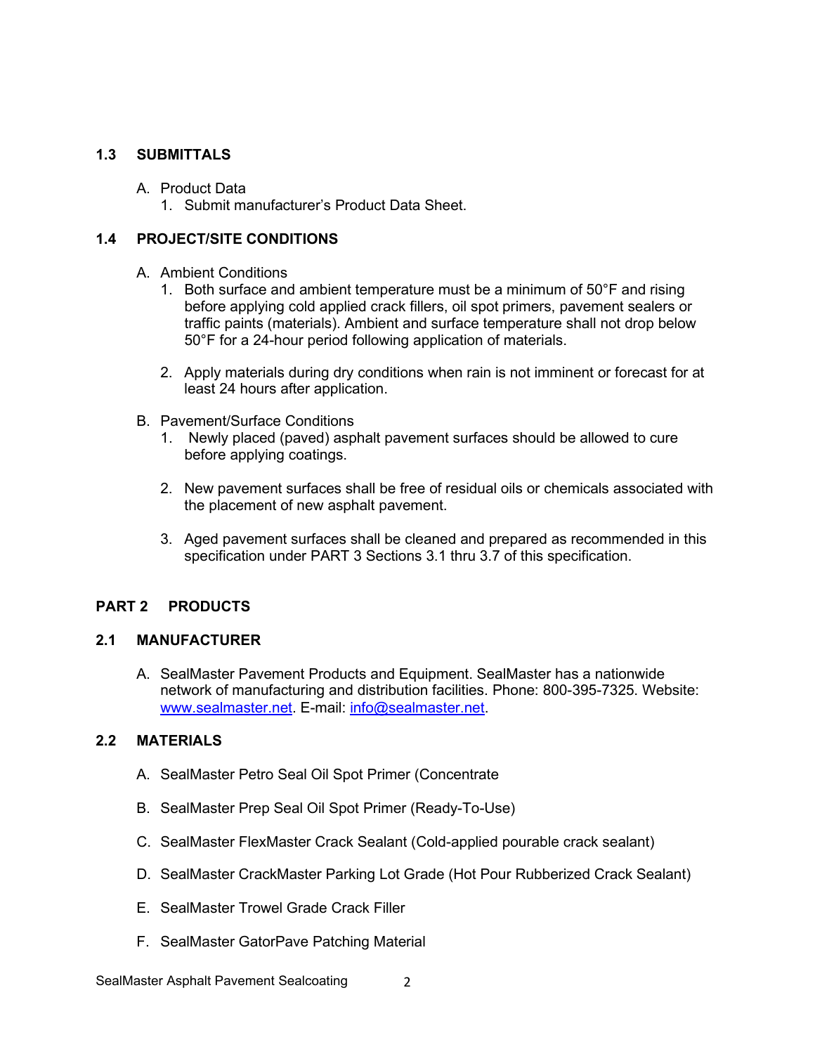### 1.3 SUBMITTALS

A. Product Data
   1. Submit manufacturer's Product Data Sheet.

### 1.4 PROJECT/SITE CONDITIONS

A. Ambient Conditions
   1. Both surface and ambient temperature must be a minimum of 50°F and rising before applying cold applied crack fillers, oil spot primers, pavement sealers or traffic paints (materials). Ambient and surface temperature shall not drop below 50°F for a 24-hour period following application of materials.

   2. Apply materials during dry conditions when rain is not imminent or forecast for at least 24 hours after application.

B. Pavement/Surface Conditions
   1. Newly placed (paved) asphalt pavement surfaces should be allowed to cure before applying coatings.

   2. New pavement surfaces shall be free of residual oils or chemicals associated with the placement of new asphalt pavement.

   3. Aged pavement surfaces shall be cleaned and prepared as recommended in this specification under PART 3 Sections 3.1 thru 3.7 of this specification.

## PART 2 PRODUCTS

### 2.1 MANUFACTURER

A. SealMaster Pavement Products and Equipment. SealMaster has a nationwide network of manufacturing and distribution facilities. Phone: 800-395-7325. Website: [www.sealmaster.net](http://www.sealmaster.net). E-mail: [info@sealmaster.net](mailto:info@sealmaster.net).

### 2.2 MATERIALS

A. SealMaster Petro Seal Oil Spot Primer (Concentrate

B. SealMaster Prep Seal Oil Spot Primer (Ready-To-Use)

C. SealMaster FlexMaster Crack Sealant (Cold-applied pourable crack sealant)

D. SealMaster CrackMaster Parking Lot Grade (Hot Pour Rubberized Crack Sealant)

E. SealMaster Trowel Grade Crack Filler

F. SealMaster GatorPave Patching Material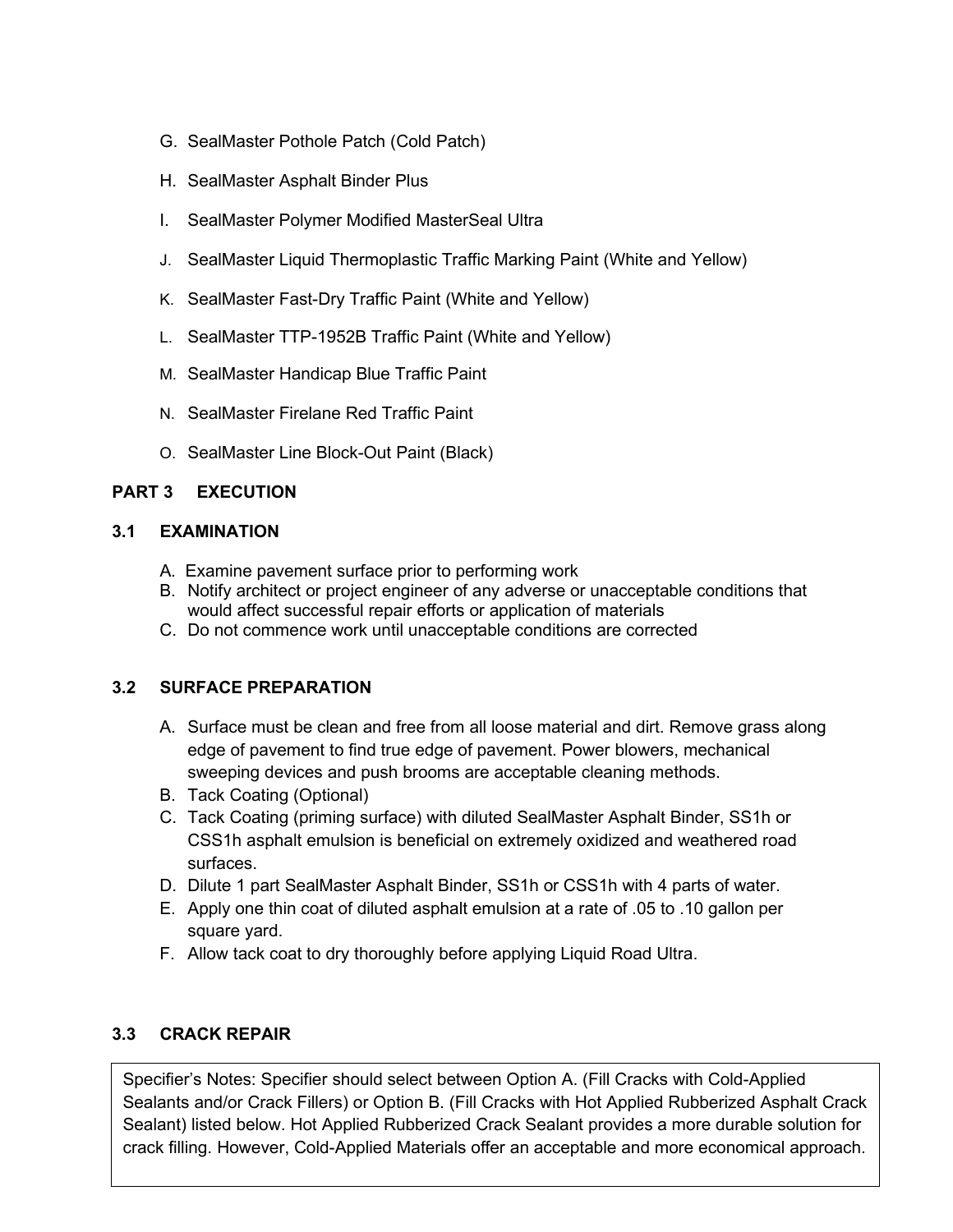G. SealMaster Pothole Patch (Cold Patch)

H. SealMaster Asphalt Binder Plus

I. SealMaster Polymer Modified MasterSeal Ultra

J. SealMaster Liquid Thermoplastic Traffic Marking Paint (White and Yellow)

K. SealMaster Fast-Dry Traffic Paint (White and Yellow)

L. SealMaster TTP-1952B Traffic Paint (White and Yellow)

M. SealMaster Handicap Blue Traffic Paint

N. SealMaster Firelane Red Traffic Paint

O. SealMaster Line Block-Out Paint (Black)

## PART 3 EXECUTION

### 3.1 EXAMINATION

A. Examine pavement surface prior to performing work
B. Notify architect or project engineer of any adverse or unacceptable conditions that would affect successful repair efforts or application of materials
C. Do not commence work until unacceptable conditions are corrected

### 3.2 SURFACE PREPARATION

A. Surface must be clean and free from all loose material and dirt. Remove grass along edge of pavement to find true edge of pavement. Power blowers, mechanical sweeping devices and push brooms are acceptable cleaning methods.
B. Tack Coating (Optional)
C. Tack Coating (priming surface) with diluted SealMaster Asphalt Binder, SS1h or CSS1h asphalt emulsion is beneficial on extremely oxidized and weathered road surfaces.
D. Dilute 1 part SealMaster Asphalt Binder, SS1h or CSS1h with 4 parts of water.
E. Apply one thin coat of diluted asphalt emulsion at a rate of .05 to .10 gallon per square yard.
F. Allow tack coat to dry thoroughly before applying Liquid Road Ultra.

### 3.3 CRACK REPAIR

| Specifier's Notes: Specifier should select between Option A. (Fill Cracks with Cold-Applied Sealants and/or Crack Fillers) or Option B. (Fill Cracks with Hot Applied Rubberized Asphalt Crack Sealant) listed below. Hot Applied Rubberized Crack Sealant provides a more durable solution for crack filling. However, Cold-Applied Materials offer an acceptable and more economical approach. |
|---|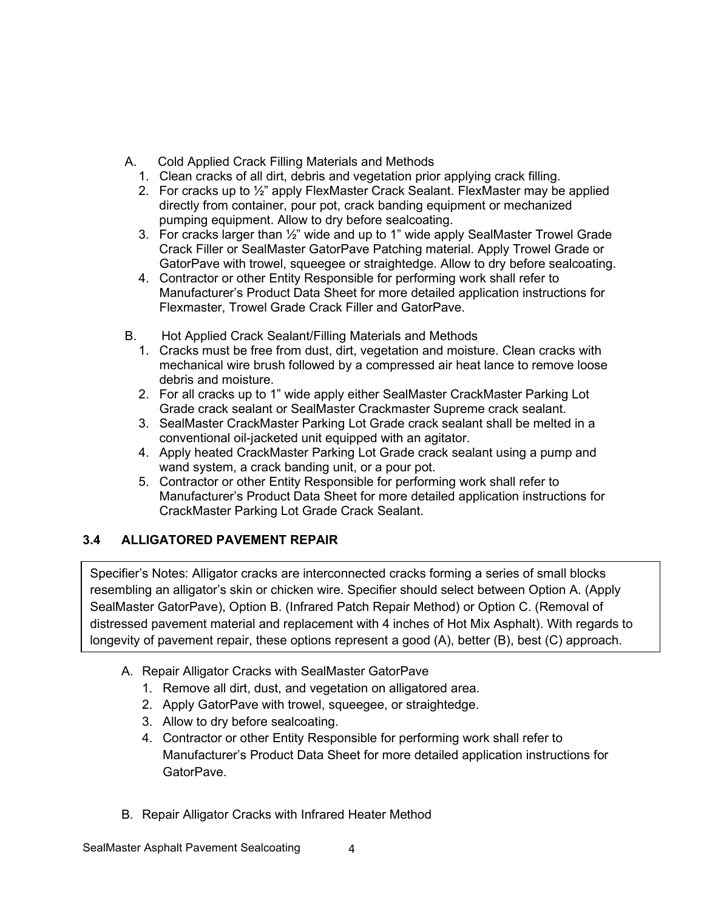A. Cold Applied Crack Filling Materials and Methods

1. Clean cracks of all dirt, debris and vegetation prior applying crack filling.
2. For cracks up to ½" apply FlexMaster Crack Sealant. FlexMaster may be applied directly from container, pour pot, crack banding equipment or mechanized pumping equipment. Allow to dry before sealcoating.
3. For cracks larger than ½" wide and up to 1" wide apply SealMaster Trowel Grade Crack Filler or SealMaster GatorPave Patching material. Apply Trowel Grade or GatorPave with trowel, squeegee or straightedge. Allow to dry before sealcoating.
4. Contractor or other Entity Responsible for performing work shall refer to Manufacturer's Product Data Sheet for more detailed application instructions for Flexmaster, Trowel Grade Crack Filler and GatorPave.

B. Hot Applied Crack Sealant/Filling Materials and Methods

1. Cracks must be free from dust, dirt, vegetation and moisture. Clean cracks with mechanical wire brush followed by a compressed air heat lance to remove loose debris and moisture.
2. For all cracks up to 1" wide apply either SealMaster CrackMaster Parking Lot Grade crack sealant or SealMaster Crackmaster Supreme crack sealant.
3. SealMaster CrackMaster Parking Lot Grade crack sealant shall be melted in a conventional oil-jacketed unit equipped with an agitator.
4. Apply heated CrackMaster Parking Lot Grade crack sealant using a pump and wand system, a crack banding unit, or a pour pot.
5. Contractor or other Entity Responsible for performing work shall refer to Manufacturer's Product Data Sheet for more detailed application instructions for CrackMaster Parking Lot Grade Crack Sealant.

### 3.4 ALLIGATORED PAVEMENT REPAIR

Specifier's Notes: Alligator cracks are interconnected cracks forming a series of small blocks resembling an alligator's skin or chicken wire. Specifier should select between Option A. (Apply SealMaster GatorPave), Option B. (Infrared Patch Repair Method) or Option C. (Removal of distressed pavement material and replacement with 4 inches of Hot Mix Asphalt). With regards to longevity of pavement repair, these options represent a good (A), better (B), best (C) approach.

A. Repair Alligator Cracks with SealMaster GatorPave

1. Remove all dirt, dust, and vegetation on alligatored area.
2. Apply GatorPave with trowel, squeegee, or straightedge.
3. Allow to dry before sealcoating.
4. Contractor or other Entity Responsible for performing work shall refer to Manufacturer's Product Data Sheet for more detailed application instructions for GatorPave.

B. Repair Alligator Cracks with Infrared Heater Method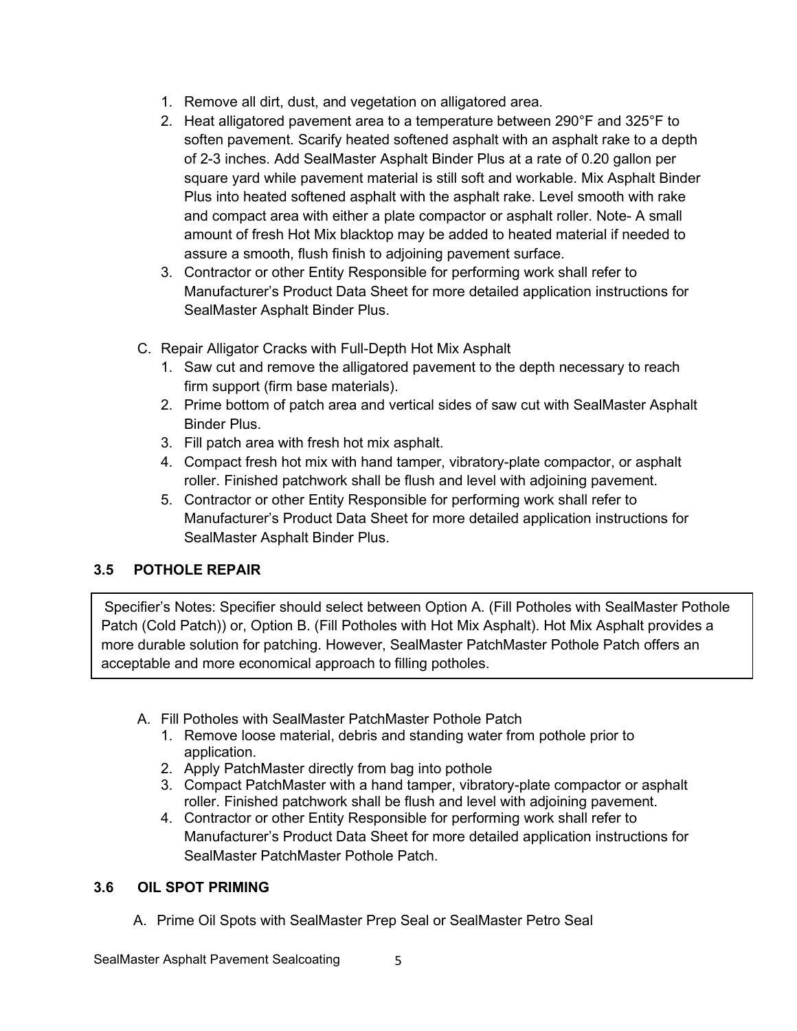1. Remove all dirt, dust, and vegetation on alligatored area.
2. Heat alligatored pavement area to a temperature between 290°F and 325°F to soften pavement. Scarify heated softened asphalt with an asphalt rake to a depth of 2-3 inches. Add SealMaster Asphalt Binder Plus at a rate of 0.20 gallon per square yard while pavement material is still soft and workable. Mix Asphalt Binder Plus into heated softened asphalt with the asphalt rake. Level smooth with rake and compact area with either a plate compactor or asphalt roller. Note- A small amount of fresh Hot Mix blacktop may be added to heated material if needed to assure a smooth, flush finish to adjoining pavement surface.
3. Contractor or other Entity Responsible for performing work shall refer to Manufacturer's Product Data Sheet for more detailed application instructions for SealMaster Asphalt Binder Plus.

C. Repair Alligator Cracks with Full-Depth Hot Mix Asphalt
   1. Saw cut and remove the alligatored pavement to the depth necessary to reach firm support (firm base materials).
   2. Prime bottom of patch area and vertical sides of saw cut with SealMaster Asphalt Binder Plus.
   3. Fill patch area with fresh hot mix asphalt.
   4. Compact fresh hot mix with hand tamper, vibratory-plate compactor, or asphalt roller. Finished patchwork shall be flush and level with adjoining pavement.
   5. Contractor or other Entity Responsible for performing work shall refer to Manufacturer's Product Data Sheet for more detailed application instructions for SealMaster Asphalt Binder Plus.

### 3.5 POTHOLE REPAIR

> Specifier's Notes: Specifier should select between Option A. (Fill Potholes with SealMaster Pothole Patch (Cold Patch)) or, Option B. (Fill Potholes with Hot Mix Asphalt). Hot Mix Asphalt provides a more durable solution for patching. However, SealMaster PatchMaster Pothole Patch offers an acceptable and more economical approach to filling potholes.

A. Fill Potholes with SealMaster PatchMaster Pothole Patch
   1. Remove loose material, debris and standing water from pothole prior to application.
   2. Apply PatchMaster directly from bag into pothole
   3. Compact PatchMaster with a hand tamper, vibratory-plate compactor or asphalt roller. Finished patchwork shall be flush and level with adjoining pavement.
   4. Contractor or other Entity Responsible for performing work shall refer to Manufacturer's Product Data Sheet for more detailed application instructions for SealMaster PatchMaster Pothole Patch.

### 3.6 OIL SPOT PRIMING

A. Prime Oil Spots with SealMaster Prep Seal or SealMaster Petro Seal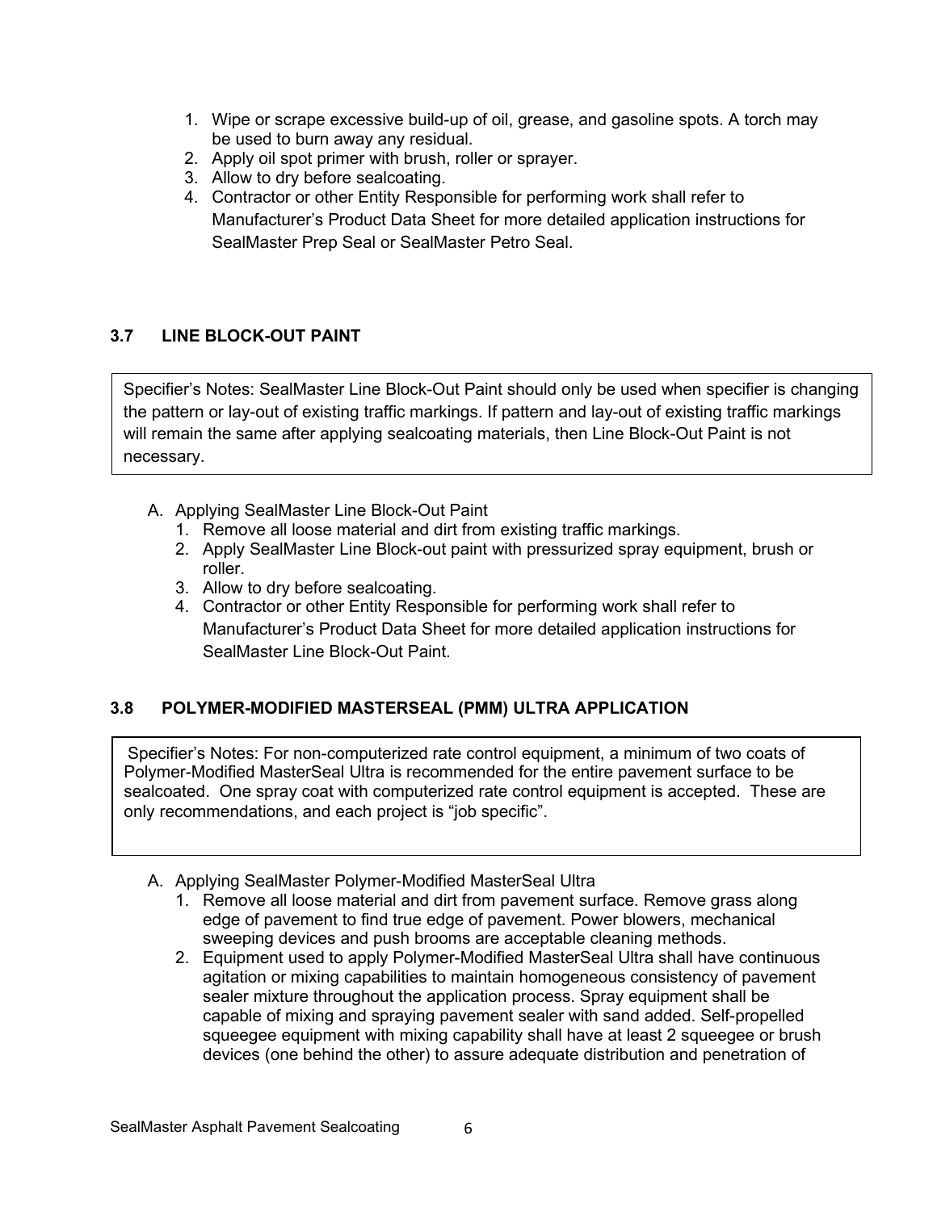1. Wipe or scrape excessive build-up of oil, grease, and gasoline spots. A torch may be used to burn away any residual.
2. Apply oil spot primer with brush, roller or sprayer.
3. Allow to dry before sealcoating.
4. Contractor or other Entity Responsible for performing work shall refer to Manufacturer's Product Data Sheet for more detailed application instructions for SealMaster Prep Seal or SealMaster Petro Seal.

### 3.7 LINE BLOCK-OUT PAINT

> Specifier's Notes: SealMaster Line Block-Out Paint should only be used when specifier is changing the pattern or lay-out of existing traffic markings. If pattern and lay-out of existing traffic markings will remain the same after applying sealcoating materials, then Line Block-Out Paint is not necessary.

A. Applying SealMaster Line Block-Out Paint
   1. Remove all loose material and dirt from existing traffic markings.
   2. Apply SealMaster Line Block-out paint with pressurized spray equipment, brush or roller.
   3. Allow to dry before sealcoating.
   4. Contractor or other Entity Responsible for performing work shall refer to Manufacturer's Product Data Sheet for more detailed application instructions for SealMaster Line Block-Out Paint.

### 3.8 POLYMER-MODIFIED MASTERSEAL (PMM) ULTRA APPLICATION

> Specifier's Notes: For non-computerized rate control equipment, a minimum of two coats of Polymer-Modified MasterSeal Ultra is recommended for the entire pavement surface to be sealcoated. One spray coat with computerized rate control equipment is accepted. These are only recommendations, and each project is "job specific".

A. Applying SealMaster Polymer-Modified MasterSeal Ultra
   1. Remove all loose material and dirt from pavement surface. Remove grass along edge of pavement to find true edge of pavement. Power blowers, mechanical sweeping devices and push brooms are acceptable cleaning methods.
   2. Equipment used to apply Polymer-Modified MasterSeal Ultra shall have continuous agitation or mixing capabilities to maintain homogeneous consistency of pavement sealer mixture throughout the application process. Spray equipment shall be capable of mixing and spraying pavement sealer with sand added. Self-propelled squeegee equipment with mixing capability shall have at least 2 squeegee or brush devices (one behind the other) to assure adequate distribution and penetration of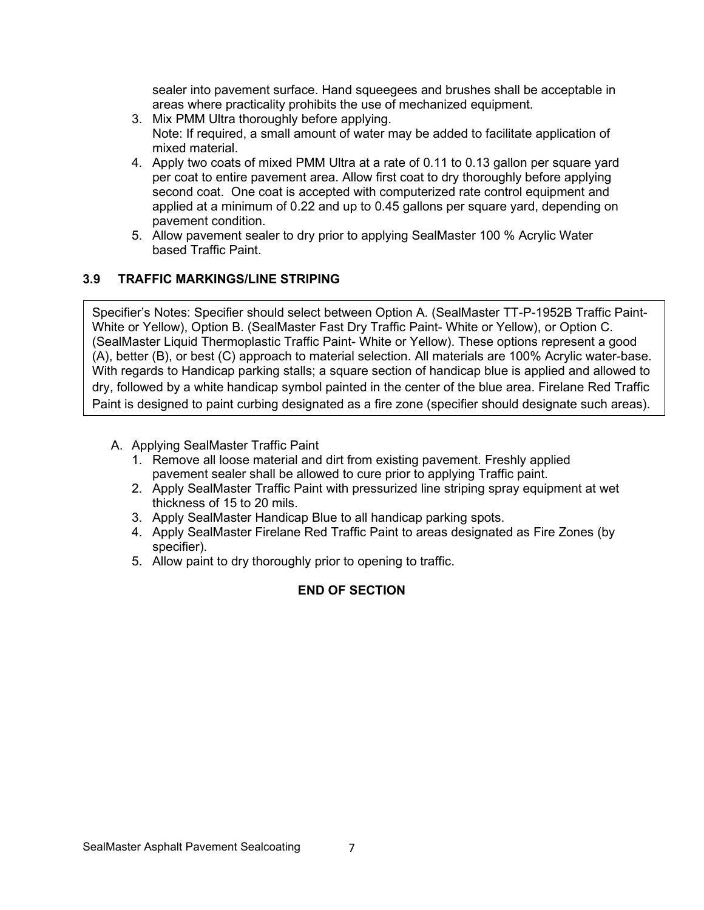sealer into pavement surface. Hand squeegees and brushes shall be acceptable in areas where practicality prohibits the use of mechanized equipment.

3. Mix PMM Ultra thoroughly before applying.
   Note: If required, a small amount of water may be added to facilitate application of mixed material.
4. Apply two coats of mixed PMM Ultra at a rate of 0.11 to 0.13 gallon per square yard per coat to entire pavement area. Allow first coat to dry thoroughly before applying second coat. One coat is accepted with computerized rate control equipment and applied at a minimum of 0.22 and up to 0.45 gallons per square yard, depending on pavement condition.
5. Allow pavement sealer to dry prior to applying SealMaster 100 % Acrylic Water based Traffic Paint.

### 3.9 TRAFFIC MARKINGS/LINE STRIPING

> Specifier's Notes: Specifier should select between Option A. (SealMaster TT-P-1952B Traffic Paint-White or Yellow), Option B. (SealMaster Fast Dry Traffic Paint- White or Yellow), or Option C. (SealMaster Liquid Thermoplastic Traffic Paint- White or Yellow). These options represent a good (A), better (B), or best (C) approach to material selection. All materials are 100% Acrylic water-base. With regards to Handicap parking stalls; a square section of handicap blue is applied and allowed to dry, followed by a white handicap symbol painted in the center of the blue area. Firelane Red Traffic Paint is designed to paint curbing designated as a fire zone (specifier should designate such areas).

A. Applying SealMaster Traffic Paint
   1. Remove all loose material and dirt from existing pavement. Freshly applied pavement sealer shall be allowed to cure prior to applying Traffic paint.
   2. Apply SealMaster Traffic Paint with pressurized line striping spray equipment at wet thickness of 15 to 20 mils.
   3. Apply SealMaster Handicap Blue to all handicap parking spots.
   4. Apply SealMaster Firelane Red Traffic Paint to areas designated as Fire Zones (by specifier).
   5. Allow paint to dry thoroughly prior to opening to traffic.

**END OF SECTION**